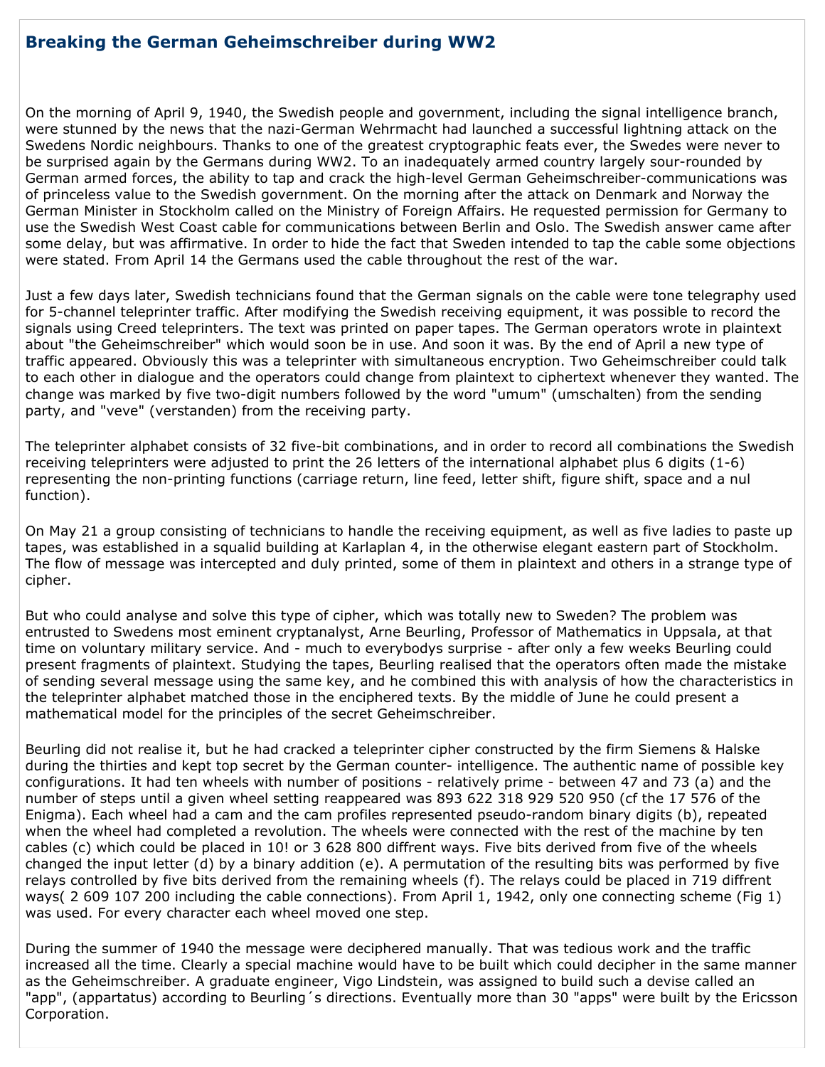## Breaking the German Geheimschreiber during WW2

On the morning of April 9, 1940, the Swedish people and government, including the signal intelligence branch, were stunned by the news that the nazi-German Wehrmacht had launched a successful lightning attack on the Swedens Nordic neighbours. Thanks to one of the greatest cryptographic feats ever, the Swedes were never to be surprised again by the Germans during WW2. To an inadequately armed country largely sour-rounded by German armed forces, the ability to tap and crack the high-level German Geheimschreiber-communications was of princeless value to the Swedish government. On the morning after the attack on Denmark and Norway the German Minister in Stockholm called on the Ministry of Foreign Affairs. He requested permission for Germany to use the Swedish West Coast cable for communications between Berlin and Oslo. The Swedish answer came after some delay, but was affirmative. In order to hide the fact that Sweden intended to tap the cable some objections were stated. From April 14 the Germans used the cable throughout the rest of the war.

Just a few days later, Swedish technicians found that the German signals on the cable were tone telegraphy used for 5-channel teleprinter traffic. After modifying the Swedish receiving equipment, it was possible to record the signals using Creed teleprinters. The text was printed on paper tapes. The German operators wrote in plaintext about "the Geheimschreiber" which would soon be in use. And soon it was. By the end of April a new type of traffic appeared. Obviously this was a teleprinter with simultaneous encryption. Two Geheimschreiber could talk to each other in dialogue and the operators could change from plaintext to ciphertext whenever they wanted. The change was marked by five two-digit numbers followed by the word "umum" (umschalten) from the sending party, and "veve" (verstanden) from the receiving party.

The teleprinter alphabet consists of 32 five-bit combinations, and in order to record all combinations the Swedish receiving teleprinters were adjusted to print the 26 letters of the international alphabet plus 6 digits (1-6) representing the non-printing functions (carriage return, line feed, letter shift, figure shift, space and a nul function).

On May 21 a group consisting of technicians to handle the receiving equipment, as well as five ladies to paste up tapes, was established in a squalid building at Karlaplan 4, in the otherwise elegant eastern part of Stockholm. The flow of message was intercepted and duly printed, some of them in plaintext and others in a strange type of cipher.

But who could analyse and solve this type of cipher, which was totally new to Sweden? The problem was entrusted to Swedens most eminent cryptanalyst, Arne Beurling, Professor of Mathematics in Uppsala, at that time on voluntary military service. And - much to everybodys surprise - after only a few weeks Beurling could present fragments of plaintext. Studying the tapes, Beurling realised that the operators often made the mistake of sending several message using the same key, and he combined this with analysis of how the characteristics in the teleprinter alphabet matched those in the enciphered texts. By the middle of June he could present a mathematical model for the principles of the secret Geheimschreiber.

Beurling did not realise it, but he had cracked a teleprinter cipher constructed by the firm Siemens & Halske during the thirties and kept top secret by the German counter- intelligence. The authentic name of possible key configurations. It had ten wheels with number of positions - relatively prime - between 47 and 73 (a) and the number of steps until a given wheel setting reappeared was 893 622 318 929 520 950 (cf the 17 576 of the Enigma). Each wheel had a cam and the cam profiles represented pseudo-random binary digits (b), repeated when the wheel had completed a revolution. The wheels were connected with the rest of the machine by ten cables (c) which could be placed in 10! or 3 628 800 diffrent ways. Five bits derived from five of the wheels changed the input letter (d) by a binary addition (e). A permutation of the resulting bits was performed by five relays controlled by five bits derived from the remaining wheels (f). The relays could be placed in 719 diffrent ways( 2 609 107 200 including the cable connections). From April 1, 1942, only one connecting scheme (Fig 1) was used. For every character each wheel moved one step.

During the summer of 1940 the message were deciphered manually. That was tedious work and the traffic increased all the time. Clearly a special machine would have to be built which could decipher in the same manner as the Geheimschreiber. A graduate engineer, Vigo Lindstein, was assigned to build such a devise called an "app", (appartatus) according to Beurling´s directions. Eventually more than 30 "apps" were built by the Ericsson Corporation.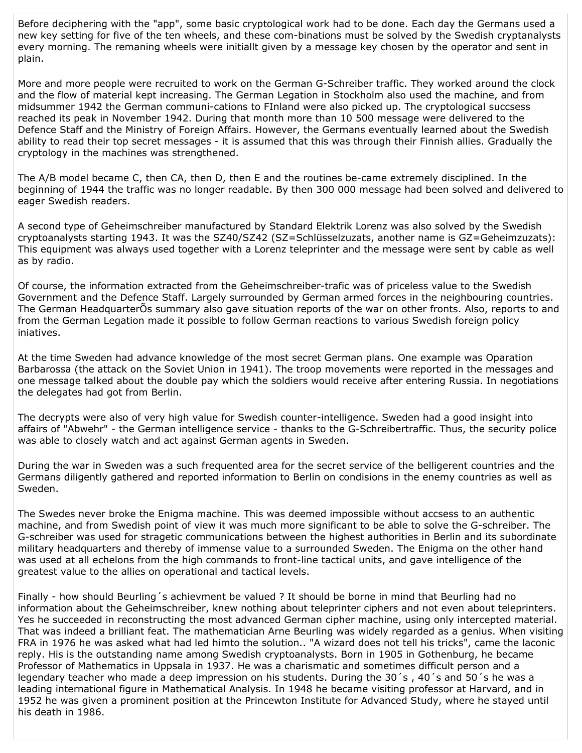Before deciphering with the "app", some basic cryptological work had to be done. Each day the Germans used a new key setting for five of the ten wheels, and these com-binations must be solved by the Swedish cryptanalysts every morning. The remaning wheels were initiallt given by a message key chosen by the operator and sent in plain.

More and more people were recruited to work on the German G-Schreiber traffic. They worked around the clock and the flow of material kept increasing. The German Legation in Stockholm also used the machine, and from midsummer 1942 the German communi-cations to FInland were also picked up. The cryptological succsess reached its peak in November 1942. During that month more than 10 500 message were delivered to the Defence Staff and the Ministry of Foreign Affairs. However, the Germans eventually learned about the Swedish ability to read their top secret messages - it is assumed that this was through their Finnish allies. Gradually the cryptology in the machines was strengthened.

The A/B model became C, then CA, then D, then E and the routines be-came extremely disciplined. In the beginning of 1944 the traffic was no longer readable. By then 300 000 message had been solved and delivered to eager Swedish readers.

A second type of Geheimschreiber manufactured by Standard Elektrik Lorenz was also solved by the Swedish cryptoanalysts starting 1943. It was the SZ40/SZ42 (SZ=Schlüsselzuzats, another name is GZ=Geheimzuzats): This equipment was always used together with a Lorenz teleprinter and the message were sent by cable as well as by radio.

Of course, the information extracted from the Geheimschreiber-trafic was of priceless value to the Swedish Government and the Defence Staff. Largely surrounded by German armed forces in the neighbouring countries. The German HeadquarterÕs summary also gave situation reports of the war on other fronts. Also, reports to and from the German Legation made it possible to follow German reactions to various Swedish foreign policy iniatives.

At the time Sweden had advance knowledge of the most secret German plans. One example was Oparation Barbarossa (the attack on the Soviet Union in 1941). The troop movements were reported in the messages and one message talked about the double pay which the soldiers would receive after entering Russia. In negotiations the delegates had got from Berlin.

The decrypts were also of very high value for Swedish counter-intelligence. Sweden had a good insight into affairs of "Abwehr" - the German intelligence service - thanks to the G-Schreibertraffic. Thus, the security police was able to closely watch and act against German agents in Sweden.

During the war in Sweden was a such frequented area for the secret service of the belligerent countries and the Germans diligently gathered and reported information to Berlin on condisions in the enemy countries as well as Sweden.

The Swedes never broke the Enigma machine. This was deemed impossible without accsess to an authentic machine, and from Swedish point of view it was much more significant to be able to solve the G-schreiber. The G-schreiber was used for stragetic communications between the highest authorities in Berlin and its subordinate military headquarters and thereby of immense value to a surrounded Sweden. The Enigma on the other hand was used at all echelons from the high commands to front-line tactical units, and gave intelligence of the greatest value to the allies on operational and tactical levels.

Finally - how should Beurling´s achievment be valued ? It should be borne in mind that Beurling had no information about the Geheimschreiber, knew nothing about teleprinter ciphers and not even about teleprinters. Yes he succeeded in reconstructing the most advanced German cipher machine, using only intercepted material. That was indeed a brilliant feat. The mathematician Arne Beurling was widely regarded as a genius. When visiting FRA in 1976 he was asked what had led himto the solution.. "A wizard does not tell his tricks", came the laconic reply. His is the outstanding name among Swedish cryptoanalysts. Born in 1905 in Gothenburg, he became Professor of Mathematics in Uppsala in 1937. He was a charismatic and sometimes difficult person and a legendary teacher who made a deep impression on his students. During the 30´s , 40´s and 50´s he was a leading international figure in Mathematical Analysis. In 1948 he became visiting professor at Harvard, and in 1952 he was given a prominent position at the Princewton Institute for Advanced Study, where he stayed until his death in 1986.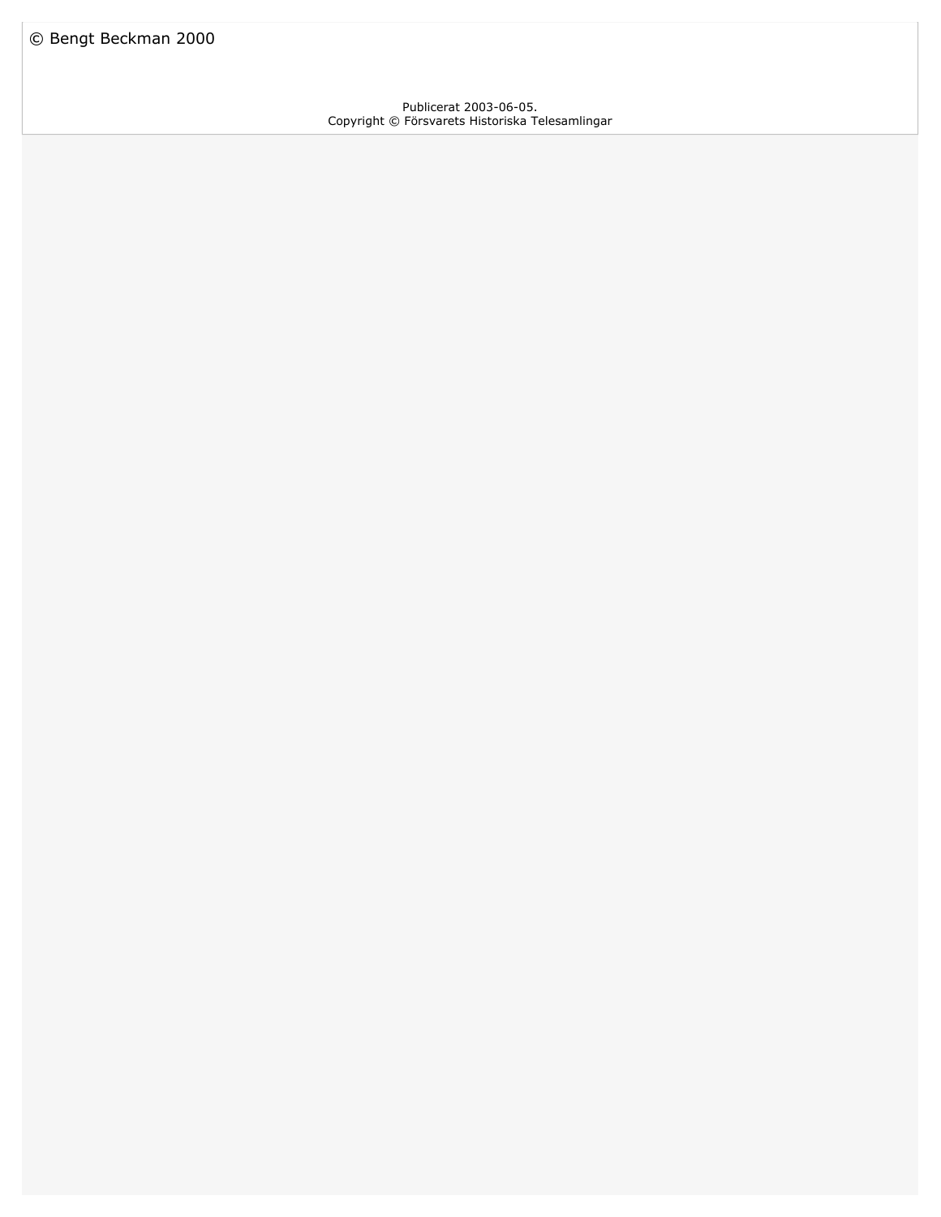© Bengt Beckman 2000

Publicerat 2003-06-05.
Copyright © Försvarets Historiska Telesamlingar